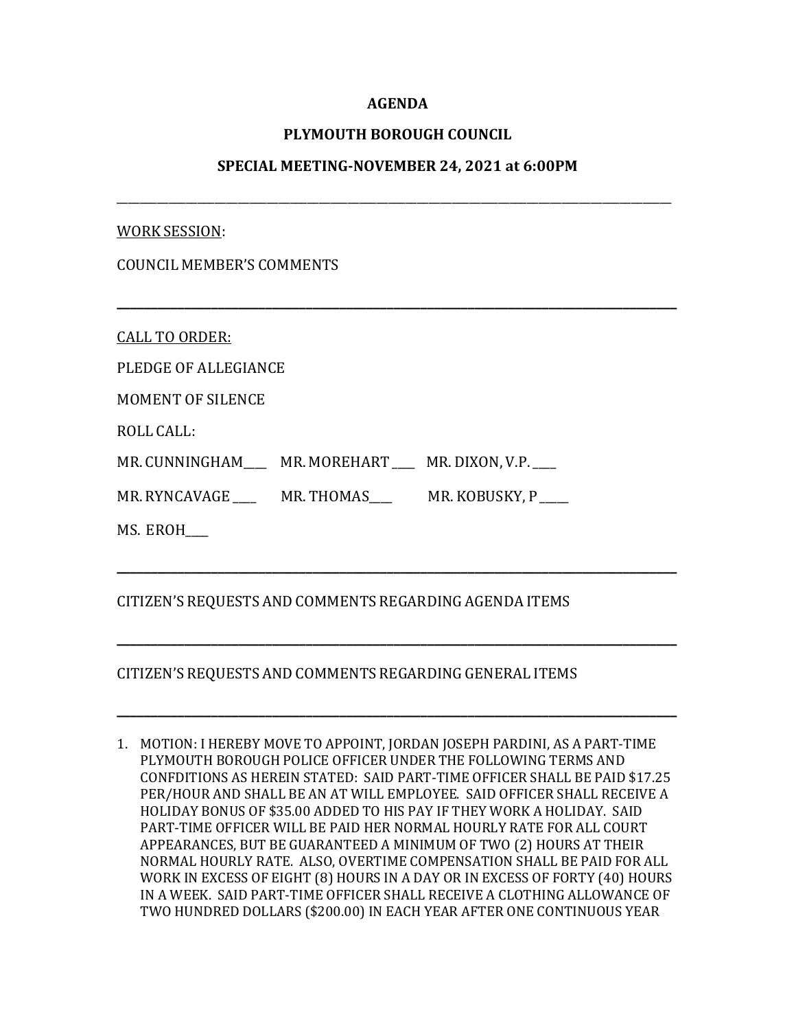**AGENDA**

**PLYMOUTH BOROUGH COUNCIL**

**SPECIAL MEETING-NOVEMBER 24, 2021 at 6:00PM**

---

WORK SESSION:

COUNCIL MEMBER'S COMMENTS

---

CALL TO ORDER:

PLEDGE OF ALLEGIANCE

MOMENT OF SILENCE

ROLL CALL:

MR. CUNNINGHAM____ MR. MOREHART ____ MR. DIXON, V.P. ____

MR. RYNCAVAGE ____ MR. THOMAS____ MR. KOBUSKY, P _____

MS. EROH____

---

CITIZEN'S REQUESTS AND COMMENTS REGARDING AGENDA ITEMS

---

CITIZEN'S REQUESTS AND COMMENTS REGARDING GENERAL ITEMS

---

1. MOTION: I HEREBY MOVE TO APPOINT, JORDAN JOSEPH PARDINI, AS A PART-TIME PLYMOUTH BOROUGH POLICE OFFICER UNDER THE FOLLOWING TERMS AND CONFDITIONS AS HEREIN STATED: SAID PART-TIME OFFICER SHALL BE PAID $17.25 PER/HOUR AND SHALL BE AN AT WILL EMPLOYEE. SAID OFFICER SHALL RECEIVE A HOLIDAY BONUS OF $35.00 ADDED TO HIS PAY IF THEY WORK A HOLIDAY. SAID PART-TIME OFFICER WILL BE PAID HER NORMAL HOURLY RATE FOR ALL COURT APPEARANCES, BUT BE GUARANTEED A MINIMUM OF TWO (2) HOURS AT THEIR NORMAL HOURLY RATE. ALSO, OVERTIME COMPENSATION SHALL BE PAID FOR ALL WORK IN EXCESS OF EIGHT (8) HOURS IN A DAY OR IN EXCESS OF FORTY (40) HOURS IN A WEEK. SAID PART-TIME OFFICER SHALL RECEIVE A CLOTHING ALLOWANCE OF TWO HUNDRED DOLLARS ($200.00) IN EACH YEAR AFTER ONE CONTINUOUS YEAR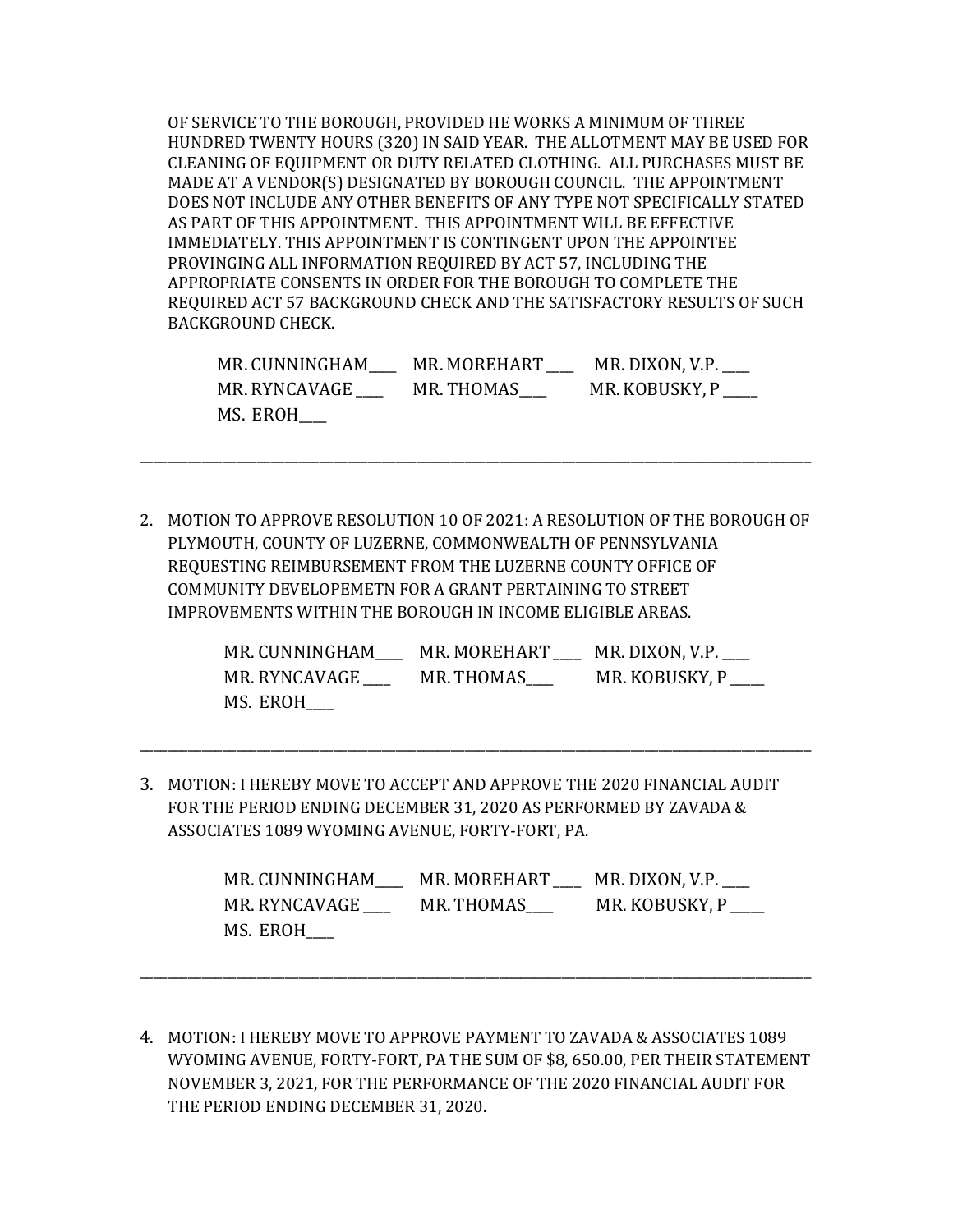OF SERVICE TO THE BOROUGH, PROVIDED HE WORKS A MINIMUM OF THREE HUNDRED TWENTY HOURS (320) IN SAID YEAR. THE ALLOTMENT MAY BE USED FOR CLEANING OF EQUIPMENT OR DUTY RELATED CLOTHING. ALL PURCHASES MUST BE MADE AT A VENDOR(S) DESIGNATED BY BOROUGH COUNCIL. THE APPOINTMENT DOES NOT INCLUDE ANY OTHER BENEFITS OF ANY TYPE NOT SPECIFICALLY STATED AS PART OF THIS APPOINTMENT. THIS APPOINTMENT WILL BE EFFECTIVE IMMEDIATELY. THIS APPOINTMENT IS CONTINGENT UPON THE APPOINTEE PROVINGING ALL INFORMATION REQUIRED BY ACT 57, INCLUDING THE APPROPRIATE CONSENTS IN ORDER FOR THE BOROUGH TO COMPLETE THE REQUIRED ACT 57 BACKGROUND CHECK AND THE SATISFACTORY RESULTS OF SUCH BACKGROUND CHECK.

MR. CUNNINGHAM____ MR. MOREHART ____ MR. DIXON, V.P. ____
MR. RYNCAVAGE ____ MR. THOMAS____ MR. KOBUSKY, P _____
MS. EROH____

---

2. MOTION TO APPROVE RESOLUTION 10 OF 2021: A RESOLUTION OF THE BOROUGH OF PLYMOUTH, COUNTY OF LUZERNE, COMMONWEALTH OF PENNSYLVANIA REQUESTING REIMBURSEMENT FROM THE LUZERNE COUNTY OFFICE OF COMMUNITY DEVELOPEMETN FOR A GRANT PERTAINING TO STREET IMPROVEMENTS WITHIN THE BOROUGH IN INCOME ELIGIBLE AREAS.

   MR. CUNNINGHAM____ MR. MOREHART ____ MR. DIXON, V.P. ____
   MR. RYNCAVAGE ____ MR. THOMAS____ MR. KOBUSKY, P _____
   MS. EROH____

---

3. MOTION: I HEREBY MOVE TO ACCEPT AND APPROVE THE 2020 FINANCIAL AUDIT FOR THE PERIOD ENDING DECEMBER 31, 2020 AS PERFORMED BY ZAVADA & ASSOCIATES 1089 WYOMING AVENUE, FORTY-FORT, PA.

   MR. CUNNINGHAM____ MR. MOREHART ____ MR. DIXON, V.P. ____
   MR. RYNCAVAGE ____ MR. THOMAS____ MR. KOBUSKY, P _____
   MS. EROH____

---

4. MOTION: I HEREBY MOVE TO APPROVE PAYMENT TO ZAVADA & ASSOCIATES 1089 WYOMING AVENUE, FORTY-FORT, PA THE SUM OF $8, 650.00, PER THEIR STATEMENT NOVEMBER 3, 2021, FOR THE PERFORMANCE OF THE 2020 FINANCIAL AUDIT FOR THE PERIOD ENDING DECEMBER 31, 2020.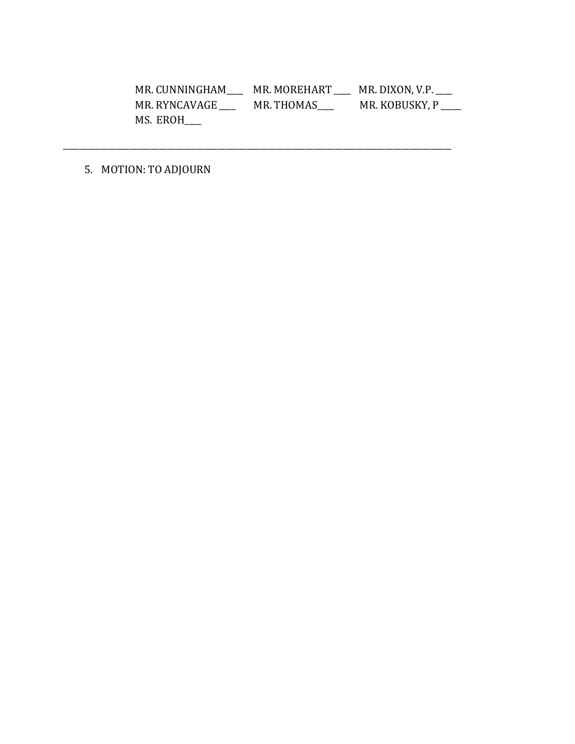MR. CUNNINGHAM____ MR. MOREHART ____ MR. DIXON, V.P. ____
MR. RYNCAVAGE ____ MR. THOMAS____ MR. KOBUSKY, P _____
MS. EROH____

---

5. MOTION: TO ADJOURN